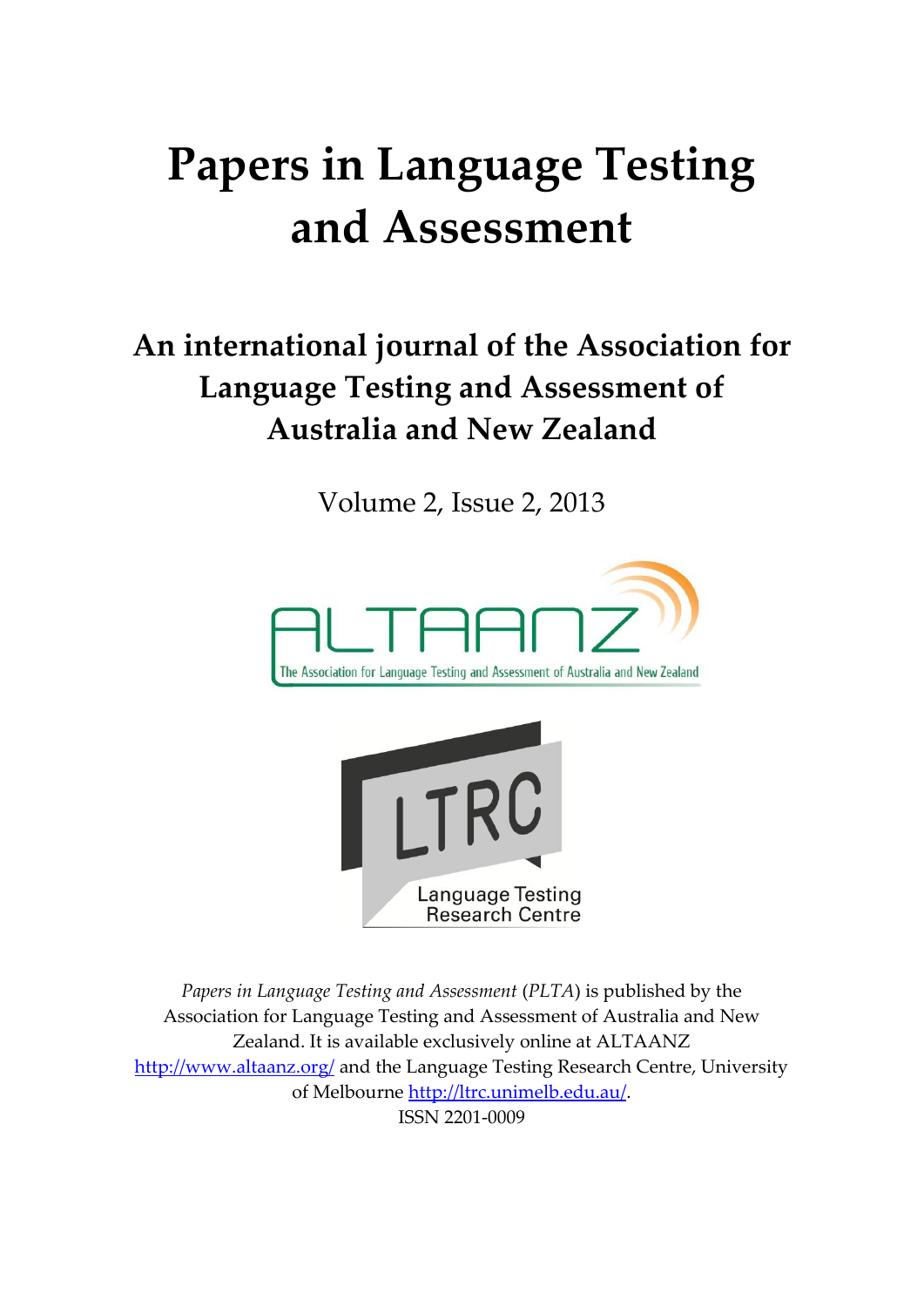# Papers in Language Testing and Assessment

## An international journal of the Association for Language Testing and Assessment of Australia and New Zealand

Volume 2, Issue 2, 2013

*Papers in Language Testing and Assessment* (*PLTA*) is published by the Association for Language Testing and Assessment of Australia and New Zealand. It is available exclusively online at ALTAANZ http://www.altaanz.org/ and the Language Testing Research Centre, University of Melbourne http://ltrc.unimelb.edu.au/.

ISSN 2201-0009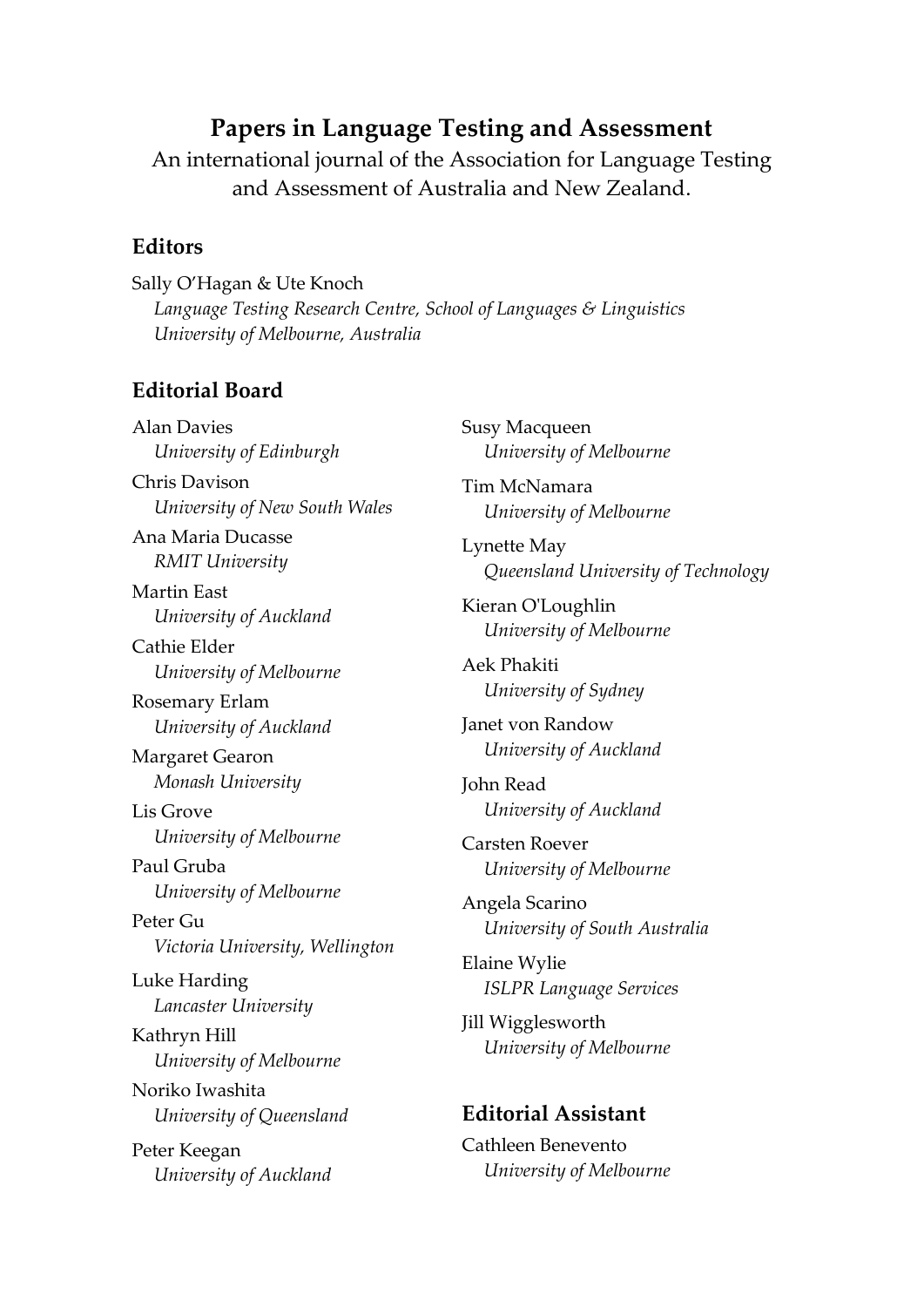# Papers in Language Testing and Assessment

An international journal of the Association for Language Testing and Assessment of Australia and New Zealand.

## Editors

Sally O'Hagan & Ute Knoch
*Language Testing Research Centre, School of Languages & Linguistics*
*University of Melbourne, Australia*

## Editorial Board

Alan Davies
*University of Edinburgh*

Chris Davison
*University of New South Wales*

Ana Maria Ducasse
*RMIT University*

Martin East
*University of Auckland*

Cathie Elder
*University of Melbourne*

Rosemary Erlam
*University of Auckland*

Margaret Gearon
*Monash University*

Lis Grove
*University of Melbourne*

Paul Gruba
*University of Melbourne*

Peter Gu
*Victoria University, Wellington*

Luke Harding
*Lancaster University*

Kathryn Hill
*University of Melbourne*

Noriko Iwashita
*University of Queensland*

Peter Keegan
*University of Auckland*

Susy Macqueen
*University of Melbourne*

Tim McNamara
*University of Melbourne*

Lynette May
*Queensland University of Technology*

Kieran O'Loughlin
*University of Melbourne*

Aek Phakiti
*University of Sydney*

Janet von Randow
*University of Auckland*

John Read
*University of Auckland*

Carsten Roever
*University of Melbourne*

Angela Scarino
*University of South Australia*

Elaine Wylie
*ISLPR Language Services*

Jill Wigglesworth
*University of Melbourne*

## Editorial Assistant

Cathleen Benevento
*University of Melbourne*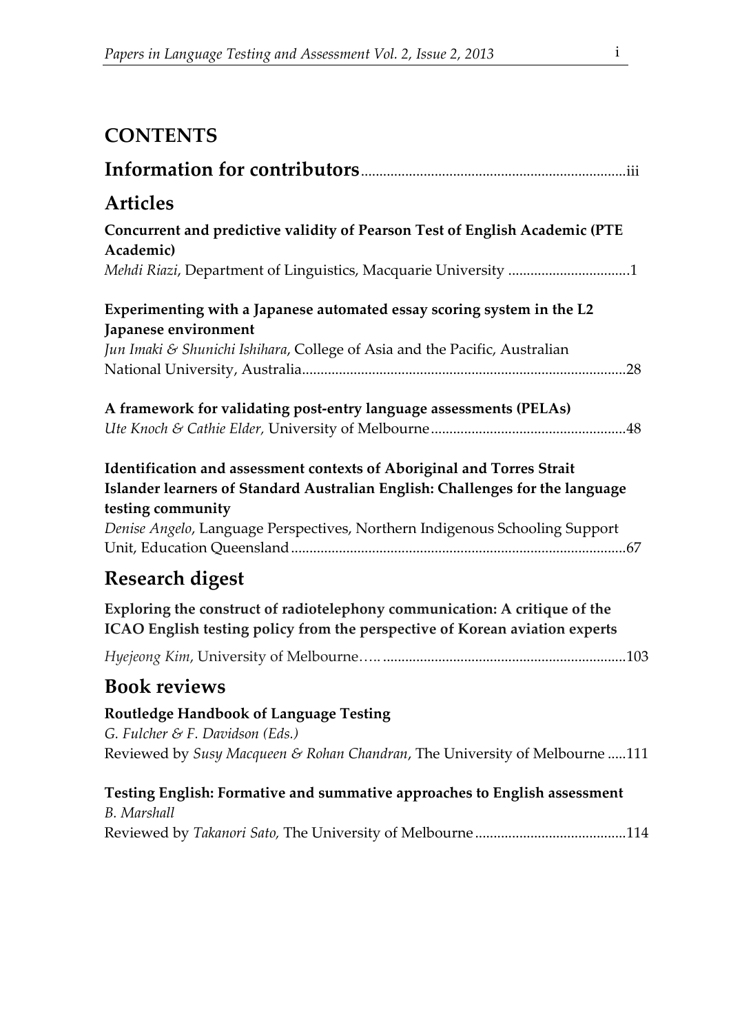## CONTENTS

**Information for contributors** ........................................................................iii

## Articles

**Concurrent and predictive validity of Pearson Test of English Academic (PTE Academic)**
*Mehdi Riazi*, Department of Linguistics, Macquarie University .................................1

**Experimenting with a Japanese automated essay scoring system in the L2 Japanese environment**
*Jun Imaki & Shunichi Ishihara*, College of Asia and the Pacific, Australian National University, Australia........................................................................................28

**A framework for validating post-entry language assessments (PELAs)**
*Ute Knoch & Cathie Elder*, University of Melbourne.....................................................48

**Identification and assessment contexts of Aboriginal and Torres Strait Islander learners of Standard Australian English: Challenges for the language testing community**
*Denise Angelo*, Language Perspectives, Northern Indigenous Schooling Support Unit, Education Queensland..........................................................................................67

## Research digest

**Exploring the construct of radiotelephony communication: A critique of the ICAO English testing policy from the perspective of Korean aviation experts**

*Hyejeong Kim*, University of Melbourne….. .................................................................103

## Book reviews

**Routledge Handbook of Language Testing**
*G. Fulcher & F. Davidson (Eds.)*
Reviewed by *Susy Macqueen & Rohan Chandran*, The University of Melbourne .....111

**Testing English: Formative and summative approaches to English assessment**
*B. Marshall*
Reviewed by *Takanori Sato,* The University of Melbourne.........................................114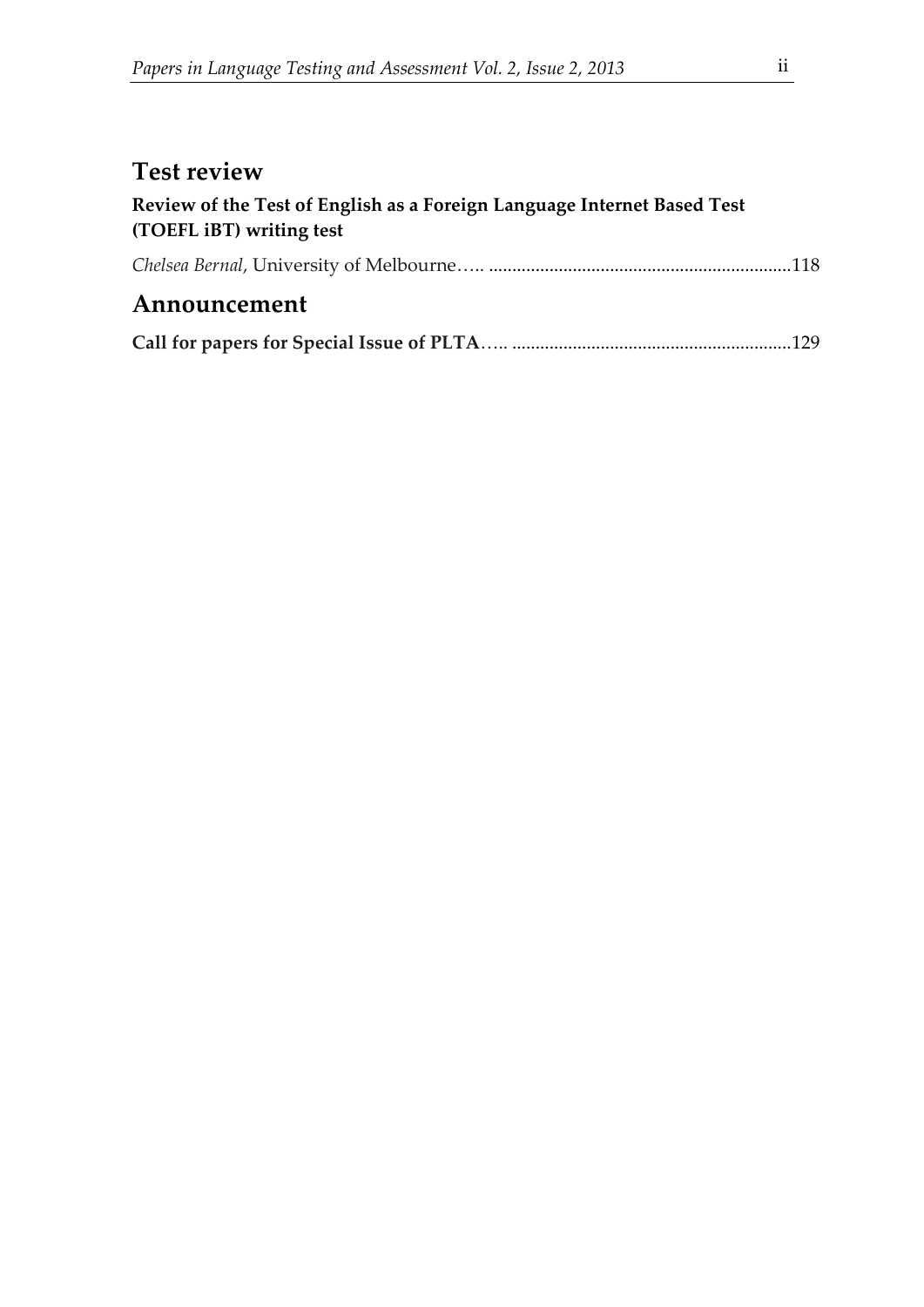## Test review

**Review of the Test of English as a Foreign Language Internet Based Test (TOEFL iBT) writing test**

*Chelsea Bernal*, University of Melbourne….. ................................................................118

## Announcement

**Call for papers for Special Issue of PLTA**….. ...........................................................129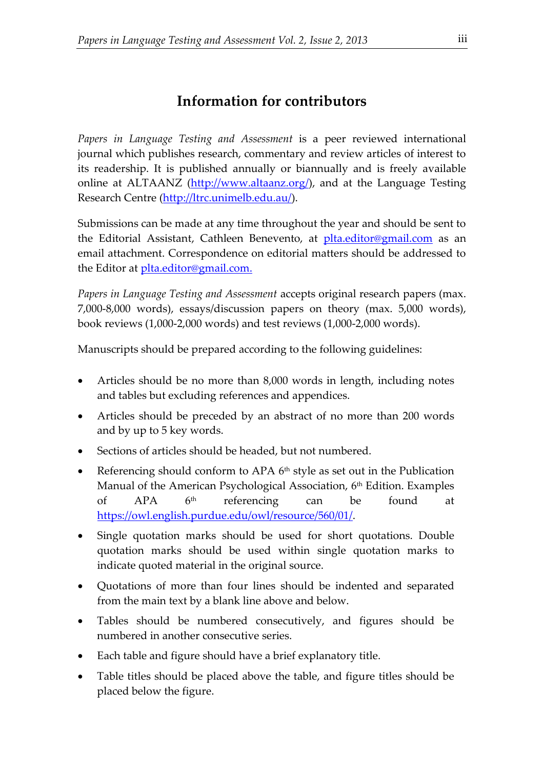# Information for contributors

*Papers in Language Testing and Assessment* is a peer reviewed international journal which publishes research, commentary and review articles of interest to its readership. It is published annually or biannually and is freely available online at ALTAANZ (http://www.altaanz.org/), and at the Language Testing Research Centre (http://ltrc.unimelb.edu.au/).

Submissions can be made at any time throughout the year and should be sent to the Editorial Assistant, Cathleen Benevento, at plta.editor@gmail.com as an email attachment. Correspondence on editorial matters should be addressed to the Editor at plta.editor@gmail.com.

*Papers in Language Testing and Assessment* accepts original research papers (max. 7,000-8,000 words), essays/discussion papers on theory (max. 5,000 words), book reviews (1,000-2,000 words) and test reviews (1,000-2,000 words).

Manuscripts should be prepared according to the following guidelines:

- Articles should be no more than 8,000 words in length, including notes and tables but excluding references and appendices.
- Articles should be preceded by an abstract of no more than 200 words and by up to 5 key words.
- Sections of articles should be headed, but not numbered.
- Referencing should conform to APA 6th style as set out in the Publication Manual of the American Psychological Association, 6th Edition. Examples of APA 6th referencing can be found at https://owl.english.purdue.edu/owl/resource/560/01/.
- Single quotation marks should be used for short quotations. Double quotation marks should be used within single quotation marks to indicate quoted material in the original source.
- Quotations of more than four lines should be indented and separated from the main text by a blank line above and below.
- Tables should be numbered consecutively, and figures should be numbered in another consecutive series.
- Each table and figure should have a brief explanatory title.
- Table titles should be placed above the table, and figure titles should be placed below the figure.